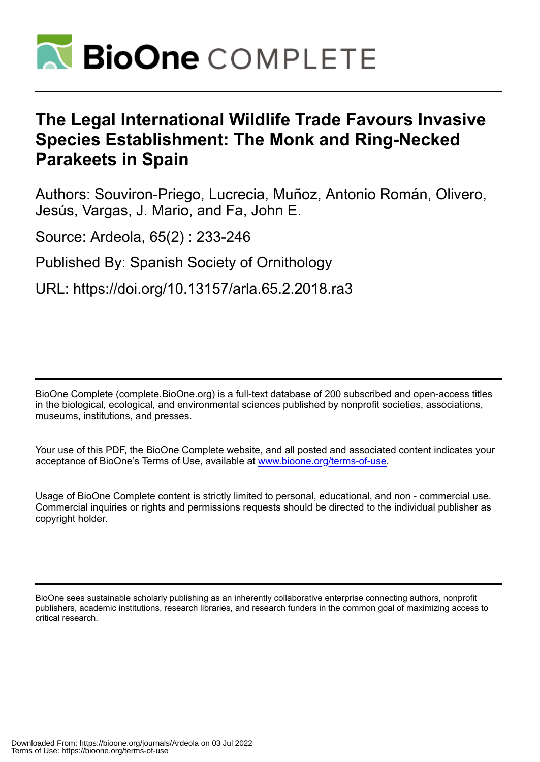# The Legal International Wildlife Trade Favours Invasive Species Establishment: The Monk and Ring-Necked Parakeets in Spain

Authors: Souviron-Priego, Lucrecia, Muñoz, Antonio Román, Olivero, Jesús, Vargas, J. Mario, and Fa, John E.

Source: Ardeola, 65(2) : 233-246

Published By: Spanish Society of Ornithology

URL: https://doi.org/10.13157/arla.65.2.2018.ra3

---

BioOne Complete (complete.BioOne.org) is a full-text database of 200 subscribed and open-access titles in the biological, ecological, and environmental sciences published by nonprofit societies, associations, museums, institutions, and presses.

Your use of this PDF, the BioOne Complete website, and all posted and associated content indicates your acceptance of BioOne's Terms of Use, available at www.bioone.org/terms-of-use.

Usage of BioOne Complete content is strictly limited to personal, educational, and non - commercial use. Commercial inquiries or rights and permissions requests should be directed to the individual publisher as copyright holder.

---

BioOne sees sustainable scholarly publishing as an inherently collaborative enterprise connecting authors, nonprofit publishers, academic institutions, research libraries, and research funders in the common goal of maximizing access to critical research.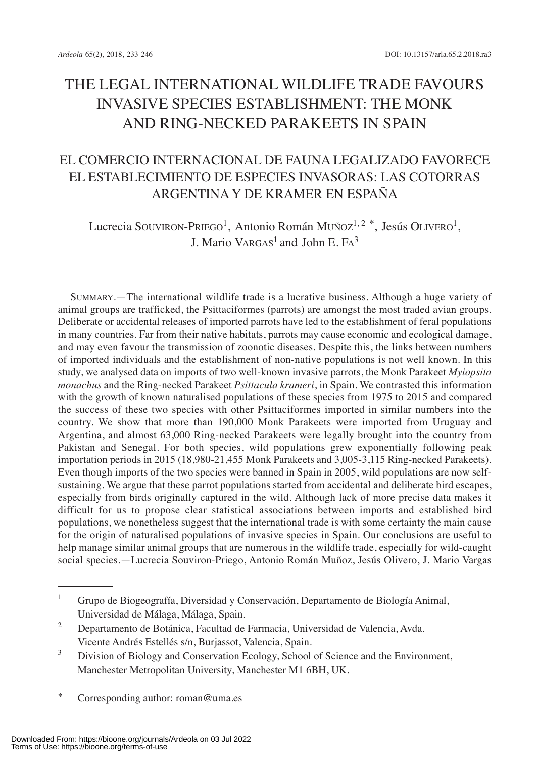# THE LEGAL INTERNATIONAL WILDLIFE TRADE FAVOURS INVASIVE SPECIES ESTABLISHMENT: THE MONK AND RING-NECKED PARAKEETS IN SPAIN

## EL COMERCIO INTERNACIONAL DE FAUNA LEGALIZADO FAVORECE EL ESTABLECIMIENTO DE ESPECIES INVASORAS: LAS COTORRAS ARGENTINA Y DE KRAMER EN ESPAÑA

Lucrecia Souviron-Priego[1], Antonio Román Muñoz[1,2 *], Jesús Olivero[1], J. Mario Vargas[1] and John E. Fa[3]

Summary.—The international wildlife trade is a lucrative business. Although a huge variety of animal groups are trafficked, the Psittaciformes (parrots) are amongst the most traded avian groups. Deliberate or accidental releases of imported parrots have led to the establishment of feral populations in many countries. Far from their native habitats, parrots may cause economic and ecological damage, and may even favour the transmission of zoonotic diseases. Despite this, the links between numbers of imported individuals and the establishment of non-native populations is not well known. In this study, we analysed data on imports of two well-known invasive parrots, the Monk Parakeet *Myiopsita monachus* and the Ring-necked Parakeet *Psittacula krameri*, in Spain. We contrasted this information with the growth of known naturalised populations of these species from 1975 to 2015 and compared the success of these two species with other Psittaciformes imported in similar numbers into the country. We show that more than 190,000 Monk Parakeets were imported from Uruguay and Argentina, and almost 63,000 Ring-necked Parakeets were legally brought into the country from Pakistan and Senegal. For both species, wild populations grew exponentially following peak importation periods in 2015 (18,980-21,455 Monk Parakeets and 3,005-3,115 Ring-necked Parakeets). Even though imports of the two species were banned in Spain in 2005, wild populations are now self-sustaining. We argue that these parrot populations started from accidental and deliberate bird escapes, especially from birds originally captured in the wild. Although lack of more precise data makes it difficult for us to propose clear statistical associations between imports and established bird populations, we nonetheless suggest that the international trade is with some certainty the main cause for the origin of naturalised populations of invasive species in Spain. Our conclusions are useful to help manage similar animal groups that are numerous in the wildlife trade, especially for wild-caught social species.—Lucrecia Souviron-Priego, Antonio Román Muñoz, Jesús Olivero, J. Mario Vargas

---

[1] Grupo de Biogeografía, Diversidad y Conservación, Departamento de Biología Animal, Universidad de Málaga, Málaga, Spain.

[2] Departamento de Botánica, Facultad de Farmacia, Universidad de Valencia, Avda. Vicente Andrés Estellés s/n, Burjassot, Valencia, Spain.

[3] Division of Biology and Conservation Ecology, School of Science and the Environment, Manchester Metropolitan University, Manchester M1 6BH, UK.

\* Corresponding author: roman@uma.es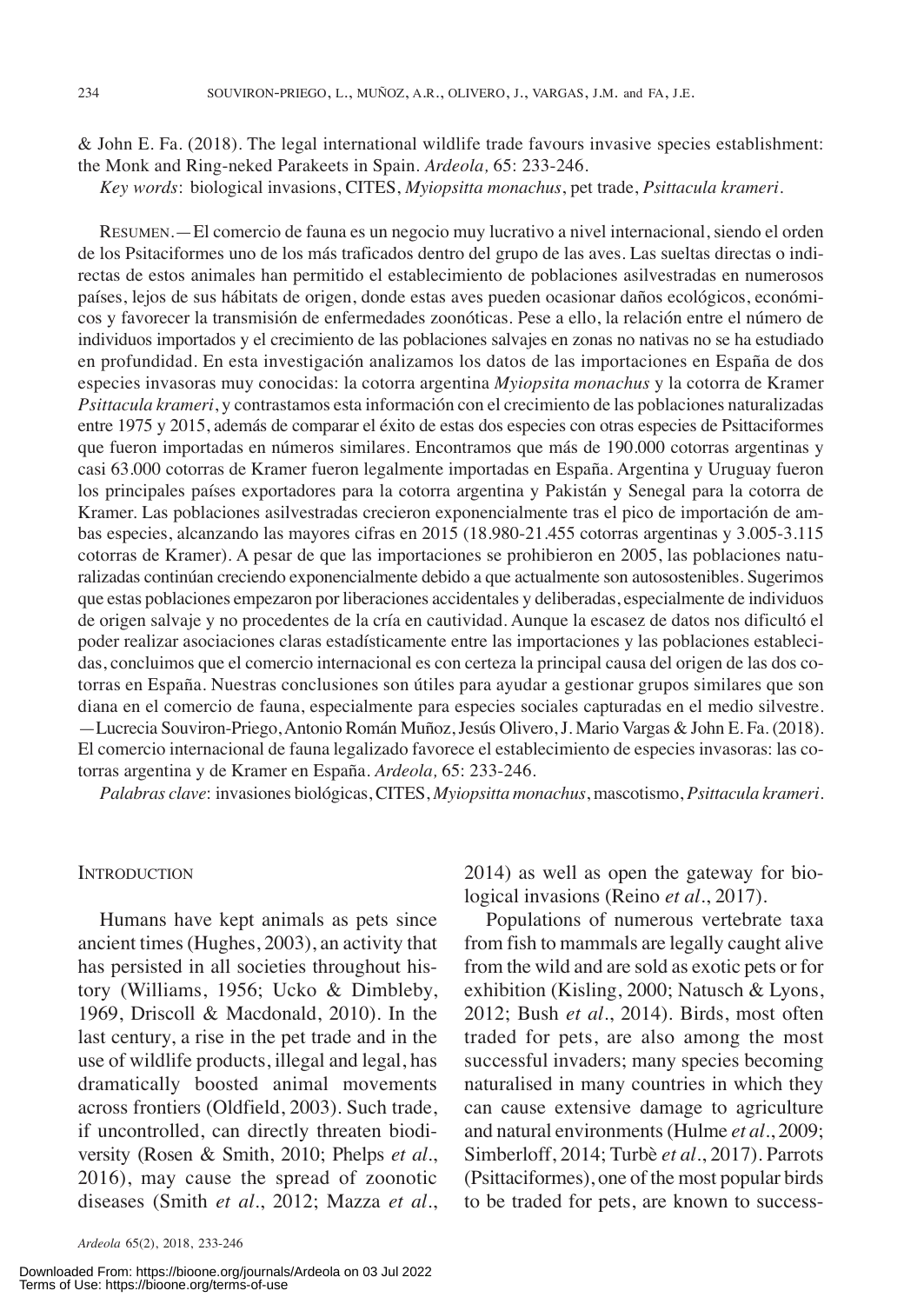& John E. Fa. (2018). The legal international wildlife trade favours invasive species establishment: the Monk and Ring-neked Parakeets in Spain. *Ardeola,* 65: 233-246.

*Key words*: biological invasions, CITES, *Myiopsitta monachus*, pet trade, *Psittacula krameri*.

RESUMEN.—El comercio de fauna es un negocio muy lucrativo a nivel internacional, siendo el orden de los Psitaciformes uno de los más traficados dentro del grupo de las aves. Las sueltas directas o indirectas de estos animales han permitido el establecimiento de poblaciones asilvestradas en numerosos países, lejos de sus hábitats de origen, donde estas aves pueden ocasionar daños ecológicos, económicos y favorecer la transmisión de enfermedades zoonóticas. Pese a ello, la relación entre el número de individuos importados y el crecimiento de las poblaciones salvajes en zonas no nativas no se ha estudiado en profundidad. En esta investigación analizamos los datos de las importaciones en España de dos especies invasoras muy conocidas: la cotorra argentina *Myiopsita monachus* y la cotorra de Kramer *Psittacula krameri*, y contrastamos esta información con el crecimiento de las poblaciones naturalizadas entre 1975 y 2015, además de comparar el éxito de estas dos especies con otras especies de Psittaciformes que fueron importadas en números similares. Encontramos que más de 190.000 cotorras argentinas y casi 63.000 cotorras de Kramer fueron legalmente importadas en España. Argentina y Uruguay fueron los principales países exportadores para la cotorra argentina y Pakistán y Senegal para la cotorra de Kramer. Las poblaciones asilvestradas crecieron exponencialmente tras el pico de importación de ambas especies, alcanzando las mayores cifras en 2015 (18.980-21.455 cotorras argentinas y 3.005-3.115 cotorras de Kramer). A pesar de que las importaciones se prohibieron en 2005, las poblaciones naturalizadas continúan creciendo exponencialmente debido a que actualmente son autosostenibles. Sugerimos que estas poblaciones empezaron por liberaciones accidentales y deliberadas, especialmente de individuos de origen salvaje y no procedentes de la cría en cautividad. Aunque la escasez de datos nos dificultó el poder realizar asociaciones claras estadísticamente entre las importaciones y las poblaciones establecidas, concluimos que el comercio internacional es con certeza la principal causa del origen de las dos cotorras en España. Nuestras conclusiones son útiles para ayudar a gestionar grupos similares que son diana en el comercio de fauna, especialmente para especies sociales capturadas en el medio silvestre. —Lucrecia Souviron-Priego, Antonio Román Muñoz, Jesús Olivero, J. Mario Vargas & John E. Fa. (2018). El comercio internacional de fauna legalizado favorece el establecimiento de especies invasoras: las cotorras argentina y de Kramer en España. *Ardeola,* 65: 233-246.

*Palabras clave*: invasiones biológicas, CITES, *Myiopsitta monachus*, mascotismo, *Psittacula krameri*.

## INTRODUCTION

Humans have kept animals as pets since ancient times (Hughes, 2003), an activity that has persisted in all societies throughout history (Williams, 1956; Ucko & Dimbleby, 1969, Driscoll & Macdonald, 2010). In the last century, a rise in the pet trade and in the use of wildlife products, illegal and legal, has dramatically boosted animal movements across frontiers (Oldfield, 2003). Such trade, if uncontrolled, can directly threaten biodiversity (Rosen & Smith, 2010; Phelps *et al*., 2016), may cause the spread of zoonotic diseases (Smith *et al*., 2012; Mazza *et al*., 2014) as well as open the gateway for biological invasions (Reino *et al*., 2017).

Populations of numerous vertebrate taxa from fish to mammals are legally caught alive from the wild and are sold as exotic pets or for exhibition (Kisling, 2000; Natusch & Lyons, 2012; Bush *et al*., 2014). Birds, most often traded for pets, are also among the most successful invaders; many species becoming naturalised in many countries in which they can cause extensive damage to agriculture and natural environments (Hulme *et al*., 2009; Simberloff, 2014; Turbè *et al*., 2017). Parrots (Psittaciformes), one of the most popular birds to be traded for pets, are known to success-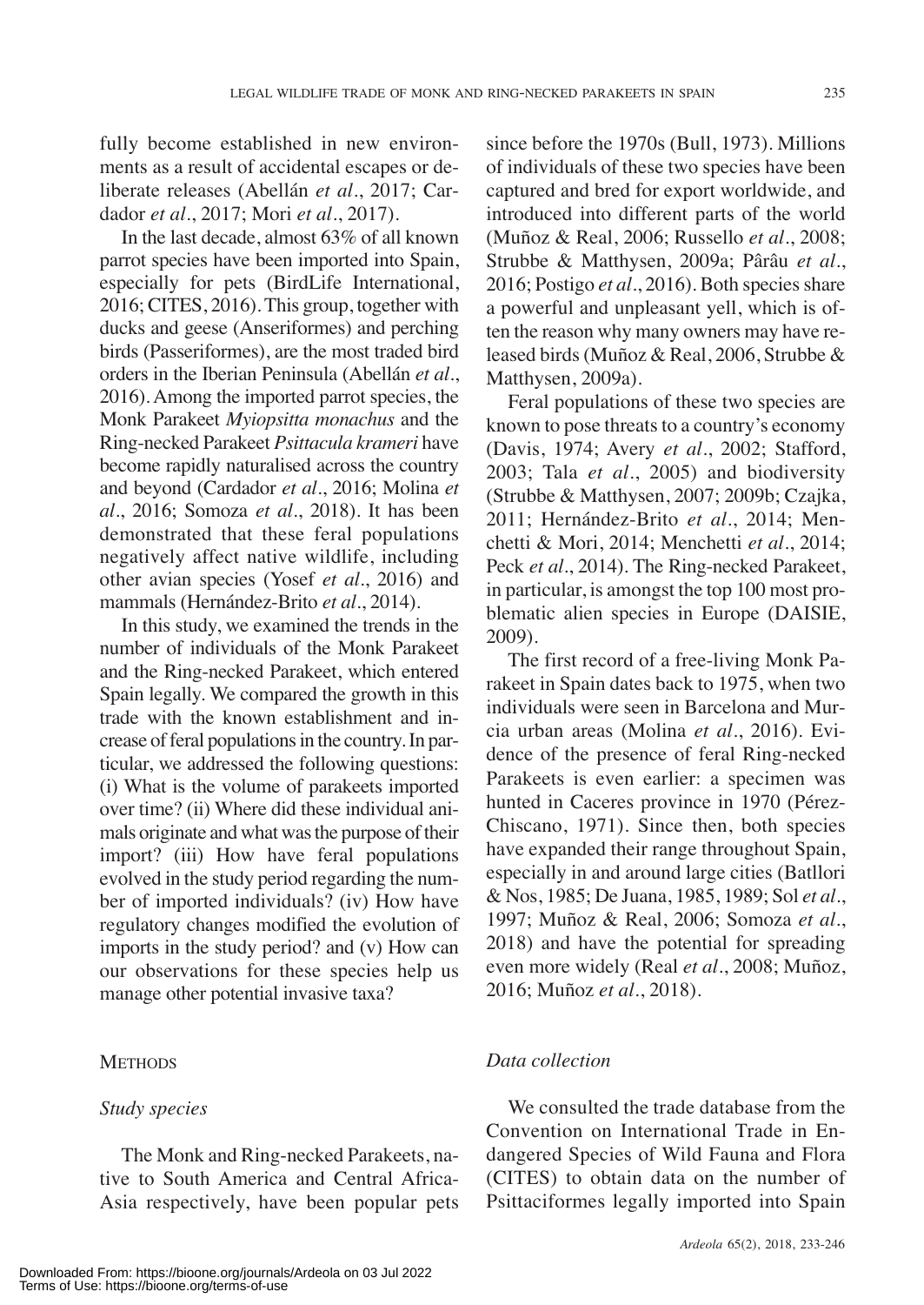fully become established in new environments as a result of accidental escapes or deliberate releases (Abellán *et al*., 2017; Cardador *et al*., 2017; Mori *et al*., 2017).

In the last decade, almost 63% of all known parrot species have been imported into Spain, especially for pets (BirdLife International, 2016; CITES, 2016). This group, together with ducks and geese (Anseriformes) and perching birds (Passeriformes), are the most traded bird orders in the Iberian Peninsula (Abellán *et al*., 2016). Among the imported parrot species, the Monk Parakeet *Myiopsitta monachus* and the Ring-necked Parakeet *Psittacula krameri* have become rapidly naturalised across the country and beyond (Cardador *et al*., 2016; Molina *et al*., 2016; Somoza *et al*., 2018). It has been demonstrated that these feral populations negatively affect native wildlife, including other avian species (Yosef *et al*., 2016) and mammals (Hernández-Brito *et al*., 2014).

In this study, we examined the trends in the number of individuals of the Monk Parakeet and the Ring-necked Parakeet, which entered Spain legally. We compared the growth in this trade with the known establishment and increase of feral populations in the country. In particular, we addressed the following questions: (i) What is the volume of parakeets imported over time? (ii) Where did these individual animals originate and what was the purpose of their import? (iii) How have feral populations evolved in the study period regarding the number of imported individuals? (iv) How have regulatory changes modified the evolution of imports in the study period? and (v) How can our observations for these species help us manage other potential invasive taxa?

## METHODS

### *Study species*

The Monk and Ring-necked Parakeets, native to South America and Central Africa-Asia respectively, have been popular pets since before the 1970s (Bull, 1973). Millions of individuals of these two species have been captured and bred for export worldwide, and introduced into different parts of the world (Muñoz & Real, 2006; Russello *et al*., 2008; Strubbe & Matthysen, 2009a; Pârâu *et al*., 2016; Postigo *et al*., 2016). Both species share a powerful and unpleasant yell, which is often the reason why many owners may have released birds (Muñoz & Real, 2006, Strubbe & Matthysen, 2009a).

Feral populations of these two species are known to pose threats to a country's economy (Davis, 1974; Avery *et al*., 2002; Stafford, 2003; Tala *et al*., 2005) and biodiversity (Strubbe & Matthysen, 2007; 2009b; Czajka, 2011; Hernández-Brito *et al*., 2014; Menchetti & Mori, 2014; Menchetti *et al*., 2014; Peck *et al*., 2014). The Ring-necked Parakeet, in particular, is amongst the top 100 most problematic alien species in Europe (DAISIE, 2009).

The first record of a free-living Monk Parakeet in Spain dates back to 1975, when two individuals were seen in Barcelona and Murcia urban areas (Molina *et al*., 2016). Evidence of the presence of feral Ring-necked Parakeets is even earlier: a specimen was hunted in Caceres province in 1970 (Pérez-Chiscano, 1971). Since then, both species have expanded their range throughout Spain, especially in and around large cities (Batllori & Nos, 1985; De Juana, 1985, 1989; Sol *et al*., 1997; Muñoz & Real, 2006; Somoza *et al*., 2018) and have the potential for spreading even more widely (Real *et al*., 2008; Muñoz, 2016; Muñoz *et al*., 2018).

### *Data collection*

We consulted the trade database from the Convention on International Trade in Endangered Species of Wild Fauna and Flora (CITES) to obtain data on the number of Psittaciformes legally imported into Spain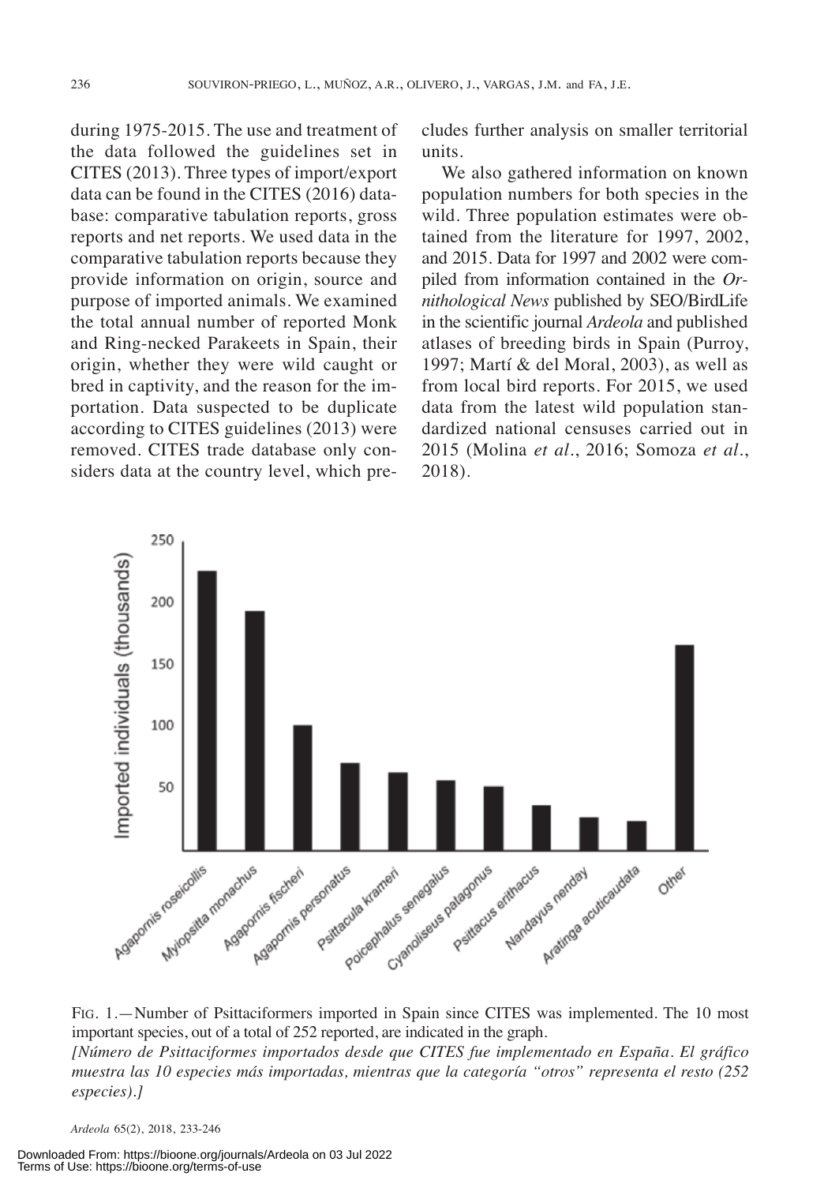during 1975-2015. The use and treatment of the data followed the guidelines set in CITES (2013). Three types of import/export data can be found in the CITES (2016) database: comparative tabulation reports, gross reports and net reports. We used data in the comparative tabulation reports because they provide information on origin, source and purpose of imported animals. We examined the total annual number of reported Monk and Ring-necked Parakeets in Spain, their origin, whether they were wild caught or bred in captivity, and the reason for the importation. Data suspected to be duplicate according to CITES guidelines (2013) were removed. CITES trade database only considers data at the country level, which precludes further analysis on smaller territorial units.

We also gathered information on known population numbers for both species in the wild. Three population estimates were obtained from the literature for 1997, 2002, and 2015. Data for 1997 and 2002 were compiled from information contained in the *Ornithological News* published by SEO/BirdLife in the scientific journal *Ardeola* and published atlases of breeding birds in Spain (Purroy, 1997; Martí & del Moral, 2003), as well as from local bird reports. For 2015, we used data from the latest wild population standardized national censuses carried out in 2015 (Molina *et al.*, 2016; Somoza *et al.*, 2018).

FIG. 1.—Number of Psittaciformers imported in Spain since CITES was implemented. The 10 most important species, out of a total of 252 reported, are indicated in the graph.
*[Número de Psittaciformes importados desde que CITES fue implementado en España. El gráfico muestra las 10 especies más importadas, mientras que la categoría "otros" representa el resto (252 especies).]*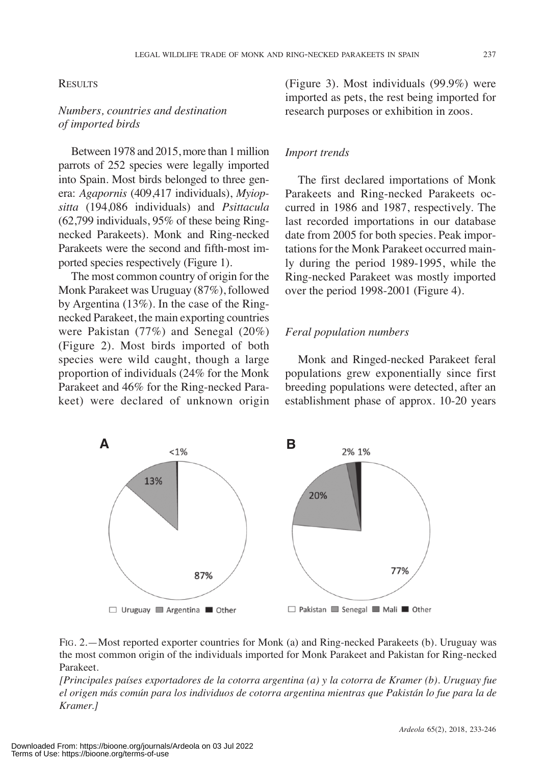## Results

### *Numbers, countries and destination of imported birds*

Between 1978 and 2015, more than 1 million parrots of 252 species were legally imported into Spain. Most birds belonged to three genera: *Agapornis* (409,417 individuals), *Myiopsitta* (194,086 individuals) and *Psittacula* (62,799 individuals, 95% of these being Ring-necked Parakeets). Monk and Ring-necked Parakeets were the second and fifth-most imported species respectively (Figure 1).

The most common country of origin for the Monk Parakeet was Uruguay (87%), followed by Argentina (13%). In the case of the Ring-necked Parakeet, the main exporting countries were Pakistan (77%) and Senegal (20%) (Figure 2). Most birds imported of both species were wild caught, though a large proportion of individuals (24% for the Monk Parakeet and 46% for the Ring-necked Parakeet) were declared of unknown origin (Figure 3). Most individuals (99.9%) were imported as pets, the rest being imported for research purposes or exhibition in zoos.

### *Import trends*

The first declared importations of Monk Parakeets and Ring-necked Parakeets occurred in 1986 and 1987, respectively. The last recorded importations in our database date from 2005 for both species. Peak importations for the Monk Parakeet occurred mainly during the period 1989-1995, while the Ring-necked Parakeet was mostly imported over the period 1998-2001 (Figure 4).

### *Feral population numbers*

Monk and Ringed-necked Parakeet feral populations grew exponentially since first breeding populations were detected, after an establishment phase of approx. 10-20 years

FIG. 2.—Most reported exporter countries for Monk (a) and Ring-necked Parakeets (b). Uruguay was the most common origin of the individuals imported for Monk Parakeet and Pakistan for Ring-necked Parakeet.

*[Principales países exportadores de la cotorra argentina (a) y la cotorra de Kramer (b). Uruguay fue el origen más común para los individuos de cotorra argentina mientras que Pakistán lo fue para la de Kramer.]*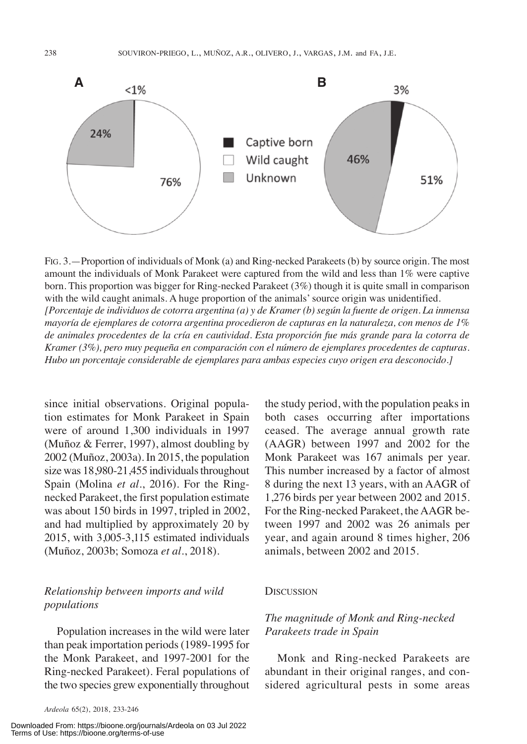FIG. 3.—Proportion of individuals of Monk (a) and Ring-necked Parakeets (b) by source origin. The most amount the individuals of Monk Parakeet were captured from the wild and less than 1% were captive born. This proportion was bigger for Ring-necked Parakeet (3%) though it is quite small in comparison with the wild caught animals. A huge proportion of the animals' source origin was unidentified.
*[Porcentaje de individuos de cotorra argentina (a) y de Kramer (b) según la fuente de origen. La inmensa mayoría de ejemplares de cotorra argentina procedieron de capturas en la naturaleza, con menos de 1% de animales procedentes de la cría en cautividad. Esta proporción fue más grande para la cotorra de Kramer (3%), pero muy pequeña en comparación con el número de ejemplares procedentes de capturas. Hubo un porcentaje considerable de ejemplares para ambas especies cuyo origen era desconocido.]*

since initial observations. Original population estimates for Monk Parakeet in Spain were of around 1,300 individuals in 1997 (Muñoz & Ferrer, 1997), almost doubling by 2002 (Muñoz, 2003a). In 2015, the population size was 18,980-21,455 individuals throughout Spain (Molina *et al*., 2016). For the Ring-necked Parakeet, the first population estimate was about 150 birds in 1997, tripled in 2002, and had multiplied by approximately 20 by 2015, with 3,005-3,115 estimated individuals (Muñoz, 2003b; Somoza *et al*., 2018).

### *Relationship between imports and wild populations*

Population increases in the wild were later than peak importation periods (1989-1995 for the Monk Parakeet, and 1997-2001 for the Ring-necked Parakeet). Feral populations of the two species grew exponentially throughout the study period, with the population peaks in both cases occurring after importations ceased. The average annual growth rate (AAGR) between 1997 and 2002 for the Monk Parakeet was 167 animals per year. This number increased by a factor of almost 8 during the next 13 years, with an AAGR of 1,276 birds per year between 2002 and 2015. For the Ring-necked Parakeet, the AAGR between 1997 and 2002 was 26 animals per year, and again around 8 times higher, 206 animals, between 2002 and 2015.

## DISCUSSION

### *The magnitude of Monk and Ring-necked Parakeets trade in Spain*

Monk and Ring-necked Parakeets are abundant in their original ranges, and considered agricultural pests in some areas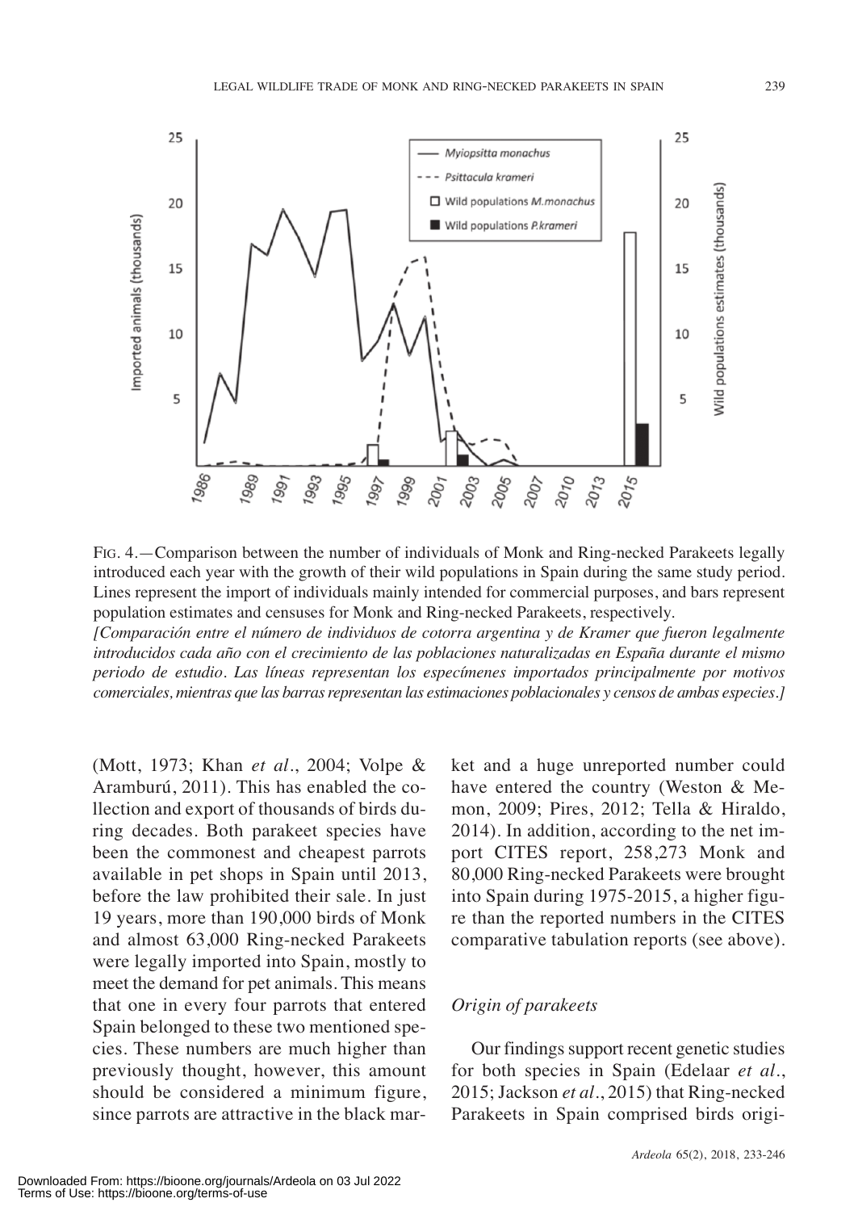FIG. 4.—Comparison between the number of individuals of Monk and Ring-necked Parakeets legally introduced each year with the growth of their wild populations in Spain during the same study period. Lines represent the import of individuals mainly intended for commercial purposes, and bars represent population estimates and censuses for Monk and Ring-necked Parakeets, respectively.
*[Comparación entre el número de individuos de cotorra argentina y de Kramer que fueron legalmente introducidos cada año con el crecimiento de las poblaciones naturalizadas en España durante el mismo periodo de estudio. Las líneas representan los especímenes importados principalmente por motivos comerciales, mientras que las barras representan las estimaciones poblacionales y censos de ambas especies.]*

(Mott, 1973; Khan *et al.*, 2004; Volpe & Aramburú, 2011). This has enabled the collection and export of thousands of birds during decades. Both parakeet species have been the commonest and cheapest parrots available in pet shops in Spain until 2013, before the law prohibited their sale. In just 19 years, more than 190,000 birds of Monk and almost 63,000 Ring-necked Parakeets were legally imported into Spain, mostly to meet the demand for pet animals. This means that one in every four parrots that entered Spain belonged to these two mentioned species. These numbers are much higher than previously thought, however, this amount should be considered a minimum figure, since parrots are attractive in the black market and a huge unreported number could have entered the country (Weston & Memon, 2009; Pires, 2012; Tella & Hiraldo, 2014). In addition, according to the net import CITES report, 258,273 Monk and 80,000 Ring-necked Parakeets were brought into Spain during 1975-2015, a higher figure than the reported numbers in the CITES comparative tabulation reports (see above).

### *Origin of parakeets*

Our findings support recent genetic studies for both species in Spain (Edelaar *et al.*, 2015; Jackson *et al.*, 2015) that Ring-necked Parakeets in Spain comprised birds origi-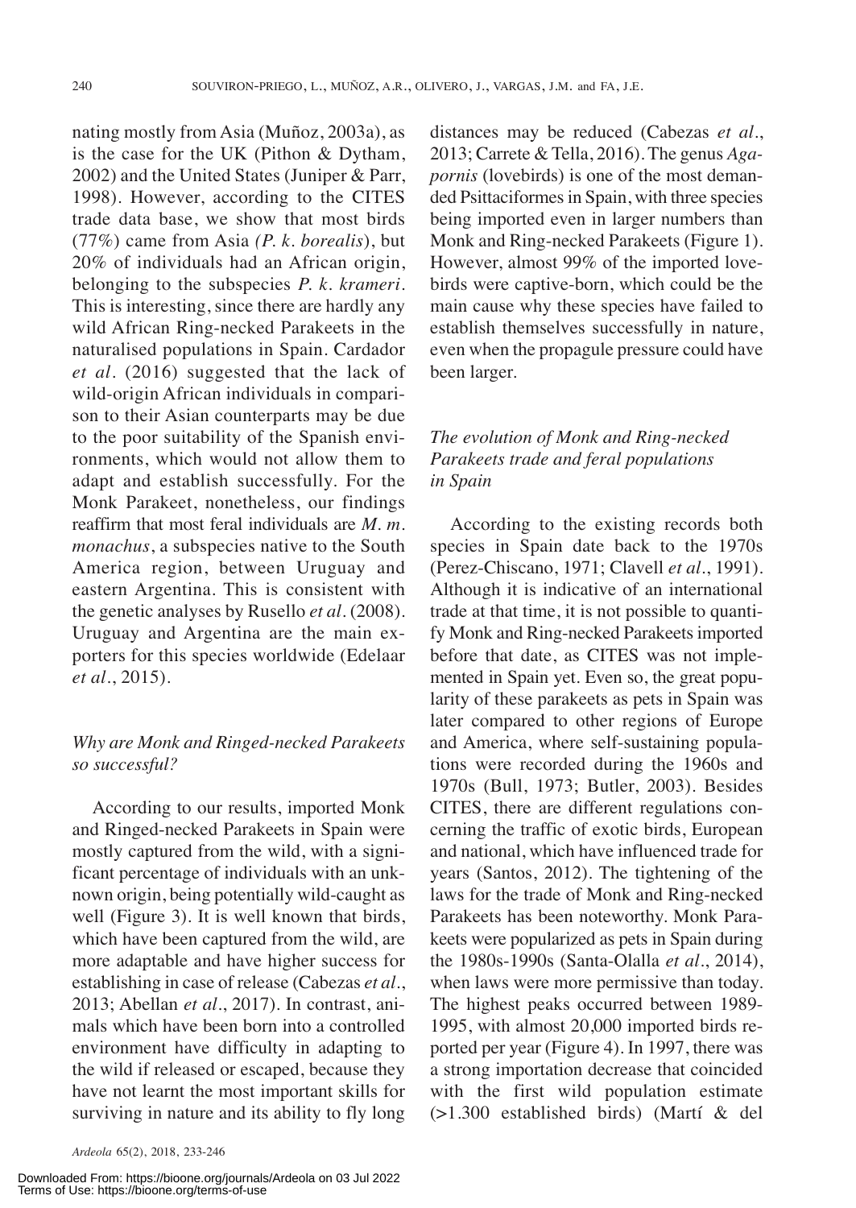nating mostly from Asia (Muñoz, 2003a), as is the case for the UK (Pithon & Dytham, 2002) and the United States (Juniper & Parr, 1998). However, according to the CITES trade data base, we show that most birds (77%) came from Asia *(P. k. borealis*), but 20% of individuals had an African origin, belonging to the subspecies *P. k. krameri*. This is interesting, since there are hardly any wild African Ring-necked Parakeets in the naturalised populations in Spain. Cardador *et al*. (2016) suggested that the lack of wild-origin African individuals in comparison to their Asian counterparts may be due to the poor suitability of the Spanish environments, which would not allow them to adapt and establish successfully. For the Monk Parakeet, nonetheless, our findings reaffirm that most feral individuals are *M. m. monachus*, a subspecies native to the South America region, between Uruguay and eastern Argentina. This is consistent with the genetic analyses by Rusello *et al*. (2008). Uruguay and Argentina are the main exporters for this species worldwide (Edelaar *et al*., 2015).

### *Why are Monk and Ringed-necked Parakeets so successful?*

According to our results, imported Monk and Ringed-necked Parakeets in Spain were mostly captured from the wild, with a significant percentage of individuals with an unknown origin, being potentially wild-caught as well (Figure 3). It is well known that birds, which have been captured from the wild, are more adaptable and have higher success for establishing in case of release (Cabezas *et al*., 2013; Abellan *et al*., 2017). In contrast, animals which have been born into a controlled environment have difficulty in adapting to the wild if released or escaped, because they have not learnt the most important skills for surviving in nature and its ability to fly long distances may be reduced (Cabezas *et al*., 2013; Carrete & Tella, 2016). The genus *Agapornis* (lovebirds) is one of the most demanded Psittaciformes in Spain, with three species being imported even in larger numbers than Monk and Ring-necked Parakeets (Figure 1). However, almost 99% of the imported lovebirds were captive-born, which could be the main cause why these species have failed to establish themselves successfully in nature, even when the propagule pressure could have been larger.

### *The evolution of Monk and Ring-necked Parakeets trade and feral populations in Spain*

According to the existing records both species in Spain date back to the 1970s (Perez-Chiscano, 1971; Clavell *et al*., 1991). Although it is indicative of an international trade at that time, it is not possible to quantify Monk and Ring-necked Parakeets imported before that date, as CITES was not implemented in Spain yet. Even so, the great popularity of these parakeets as pets in Spain was later compared to other regions of Europe and America, where self-sustaining populations were recorded during the 1960s and 1970s (Bull, 1973; Butler, 2003). Besides CITES, there are different regulations concerning the traffic of exotic birds, European and national, which have influenced trade for years (Santos, 2012). The tightening of the laws for the trade of Monk and Ring-necked Parakeets has been noteworthy. Monk Parakeets were popularized as pets in Spain during the 1980s-1990s (Santa-Olalla *et al*., 2014), when laws were more permissive than today. The highest peaks occurred between 1989-1995, with almost 20,000 imported birds reported per year (Figure 4). In 1997, there was a strong importation decrease that coincided with the first wild population estimate (>1.300 established birds) (Martí & del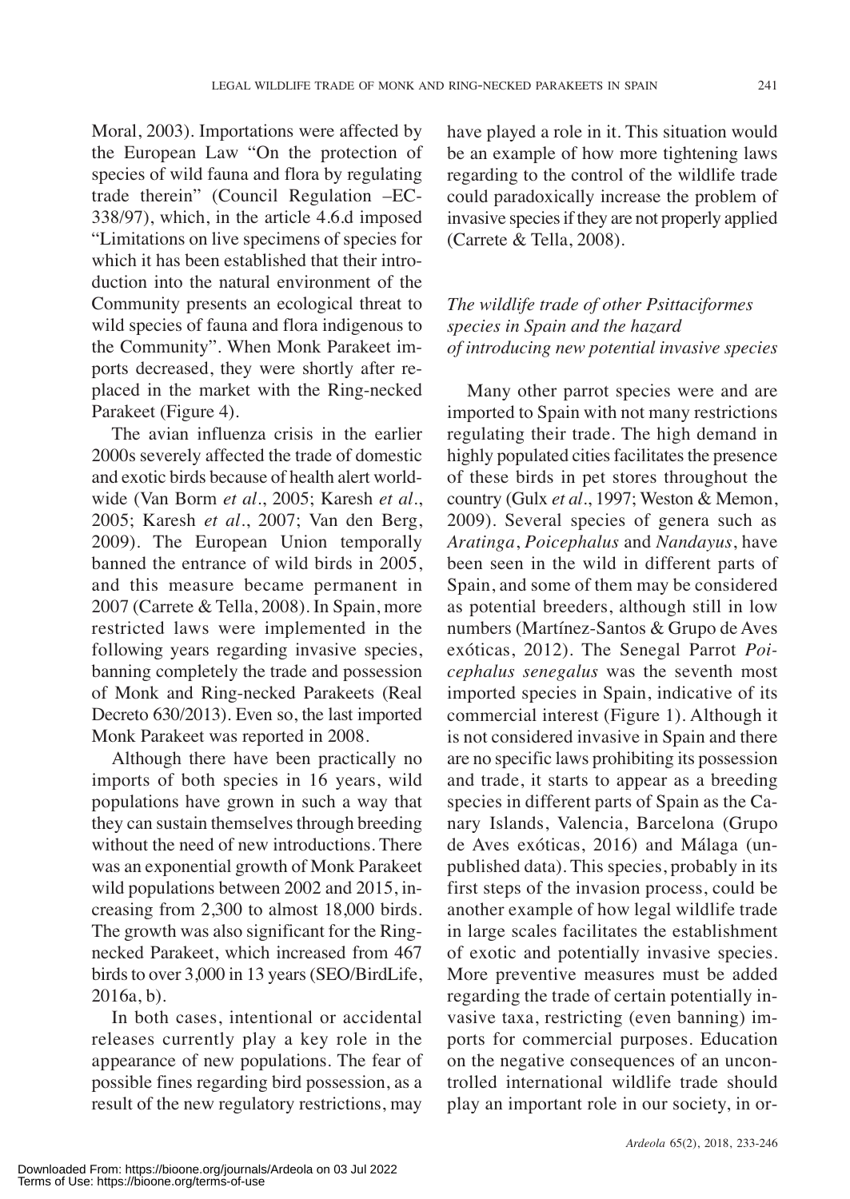Moral, 2003). Importations were affected by the European Law "On the protection of species of wild fauna and flora by regulating trade therein" (Council Regulation –EC-338/97), which, in the article 4.6.d imposed "Limitations on live specimens of species for which it has been established that their introduction into the natural environment of the Community presents an ecological threat to wild species of fauna and flora indigenous to the Community". When Monk Parakeet imports decreased, they were shortly after replaced in the market with the Ring-necked Parakeet (Figure 4).

The avian influenza crisis in the earlier 2000s severely affected the trade of domestic and exotic birds because of health alert worldwide (Van Borm *et al*., 2005; Karesh *et al*., 2005; Karesh *et al*., 2007; Van den Berg, 2009). The European Union temporally banned the entrance of wild birds in 2005, and this measure became permanent in 2007 (Carrete & Tella, 2008). In Spain, more restricted laws were implemented in the following years regarding invasive species, banning completely the trade and possession of Monk and Ring-necked Parakeets (Real Decreto 630/2013). Even so, the last imported Monk Parakeet was reported in 2008.

Although there have been practically no imports of both species in 16 years, wild populations have grown in such a way that they can sustain themselves through breeding without the need of new introductions. There was an exponential growth of Monk Parakeet wild populations between 2002 and 2015, increasing from 2,300 to almost 18,000 birds. The growth was also significant for the Ring-necked Parakeet, which increased from 467 birds to over 3,000 in 13 years (SEO/BirdLife, 2016a, b).

In both cases, intentional or accidental releases currently play a key role in the appearance of new populations. The fear of possible fines regarding bird possession, as a result of the new regulatory restrictions, may have played a role in it. This situation would be an example of how more tightening laws regarding to the control of the wildlife trade could paradoxically increase the problem of invasive species if they are not properly applied (Carrete & Tella, 2008).

### *The wildlife trade of other Psittaciformes species in Spain and the hazard of introducing new potential invasive species*

Many other parrot species were and are imported to Spain with not many restrictions regulating their trade. The high demand in highly populated cities facilitates the presence of these birds in pet stores throughout the country (Gulx *et al*., 1997; Weston & Memon, 2009). Several species of genera such as *Aratinga*, *Poicephalus* and *Nandayus*, have been seen in the wild in different parts of Spain, and some of them may be considered as potential breeders, although still in low numbers (Martínez-Santos & Grupo de Aves exóticas, 2012). The Senegal Parrot *Poicephalus senegalus* was the seventh most imported species in Spain, indicative of its commercial interest (Figure 1). Although it is not considered invasive in Spain and there are no specific laws prohibiting its possession and trade, it starts to appear as a breeding species in different parts of Spain as the Canary Islands, Valencia, Barcelona (Grupo de Aves exóticas, 2016) and Málaga (unpublished data). This species, probably in its first steps of the invasion process, could be another example of how legal wildlife trade in large scales facilitates the establishment of exotic and potentially invasive species. More preventive measures must be added regarding the trade of certain potentially invasive taxa, restricting (even banning) imports for commercial purposes. Education on the negative consequences of an uncontrolled international wildlife trade should play an important role in our society, in or-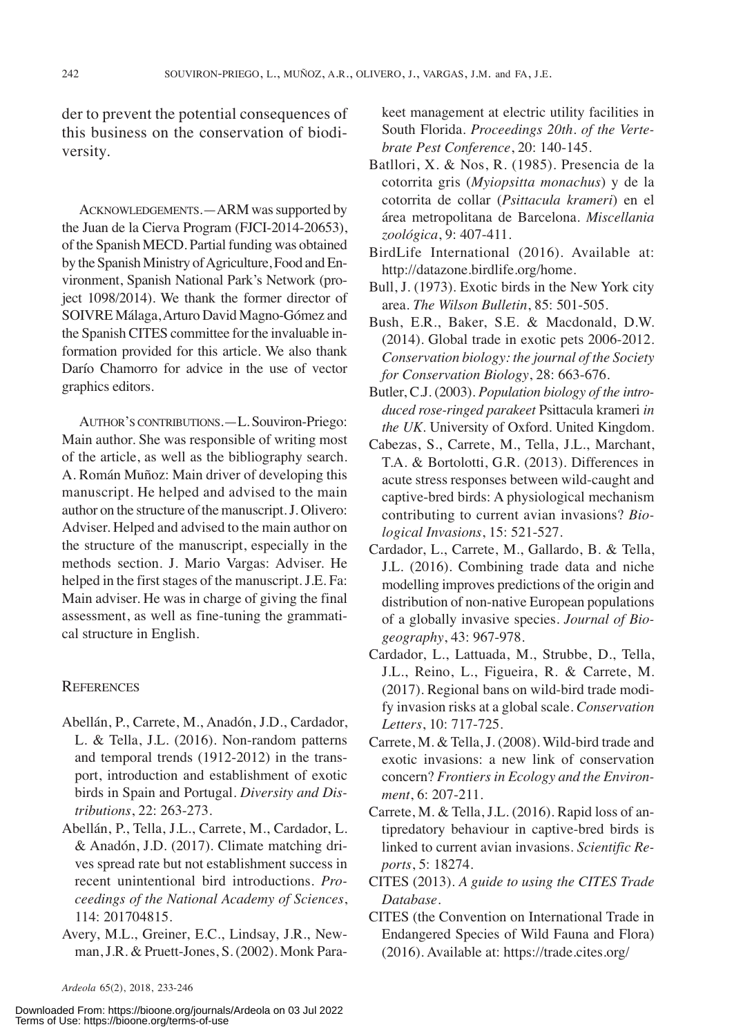der to prevent the potential consequences of this business on the conservation of biodiversity.

ACKNOWLEDGEMENTS.—ARM was supported by the Juan de la Cierva Program (FJCI-2014-20653), of the Spanish MECD. Partial funding was obtained by the Spanish Ministry of Agriculture, Food and Environment, Spanish National Park's Network (project 1098/2014). We thank the former director of SOIVRE Málaga, Arturo David Magno-Gómez and the Spanish CITES committee for the invaluable information provided for this article. We also thank Darío Chamorro for advice in the use of vector graphics editors.

AUTHOR'S CONTRIBUTIONS.—L. Souviron-Priego: Main author. She was responsible of writing most of the article, as well as the bibliography search. A. Román Muñoz: Main driver of developing this manuscript. He helped and advised to the main author on the structure of the manuscript. J. Olivero: Adviser. Helped and advised to the main author on the structure of the manuscript, especially in the methods section. J. Mario Vargas: Adviser. He helped in the first stages of the manuscript. J.E. Fa: Main adviser. He was in charge of giving the final assessment, as well as fine-tuning the grammatical structure in English.

## REFERENCES

Abellán, P., Carrete, M., Anadón, J.D., Cardador, L. & Tella, J.L. (2016). Non-random patterns and temporal trends (1912-2012) in the transport, introduction and establishment of exotic birds in Spain and Portugal. *Diversity and Distributions*, 22: 263-273.

Abellán, P., Tella, J.L., Carrete, M., Cardador, L. & Anadón, J.D. (2017). Climate matching drives spread rate but not establishment success in recent unintentional bird introductions. *Proceedings of the National Academy of Sciences*, 114: 201704815.

Avery, M.L., Greiner, E.C., Lindsay, J.R., Newman, J.R. & Pruett-Jones, S. (2002). Monk Parakeet management at electric utility facilities in South Florida. *Proceedings 20th. of the Vertebrate Pest Conference*, 20: 140-145.

Batllori, X. & Nos, R. (1985). Presencia de la cotorrita gris (*Myiopsitta monachus*) y de la cotorrita de collar (*Psittacula krameri*) en el área metropolitana de Barcelona. *Miscellania zoológica*, 9: 407-411.

BirdLife International (2016). Available at: http://datazone.birdlife.org/home.

Bull, J. (1973). Exotic birds in the New York city area. *The Wilson Bulletin*, 85: 501-505.

Bush, E.R., Baker, S.E. & Macdonald, D.W. (2014). Global trade in exotic pets 2006-2012. *Conservation biology: the journal of the Society for Conservation Biology*, 28: 663-676.

Butler, C.J. (2003). *Population biology of the introduced rose-ringed parakeet* Psittacula krameri *in the UK*. University of Oxford. United Kingdom.

Cabezas, S., Carrete, M., Tella, J.L., Marchant, T.A. & Bortolotti, G.R. (2013). Differences in acute stress responses between wild-caught and captive-bred birds: A physiological mechanism contributing to current avian invasions? *Biological Invasions*, 15: 521-527.

Cardador, L., Carrete, M., Gallardo, B. & Tella, J.L. (2016). Combining trade data and niche modelling improves predictions of the origin and distribution of non-native European populations of a globally invasive species. *Journal of Biogeography*, 43: 967-978.

Cardador, L., Lattuada, M., Strubbe, D., Tella, J.L., Reino, L., Figueira, R. & Carrete, M. (2017). Regional bans on wild-bird trade modify invasion risks at a global scale. *Conservation Letters*, 10: 717-725.

Carrete, M. & Tella, J. (2008). Wild-bird trade and exotic invasions: a new link of conservation concern? *Frontiers in Ecology and the Environment*, 6: 207-211.

Carrete, M. & Tella, J.L. (2016). Rapid loss of antipredatory behaviour in captive-bred birds is linked to current avian invasions. *Scientific Reports*, 5: 18274.

CITES (2013). *A guide to using the CITES Trade Database*.

CITES (the Convention on International Trade in Endangered Species of Wild Fauna and Flora) (2016). Available at: https://trade.cites.org/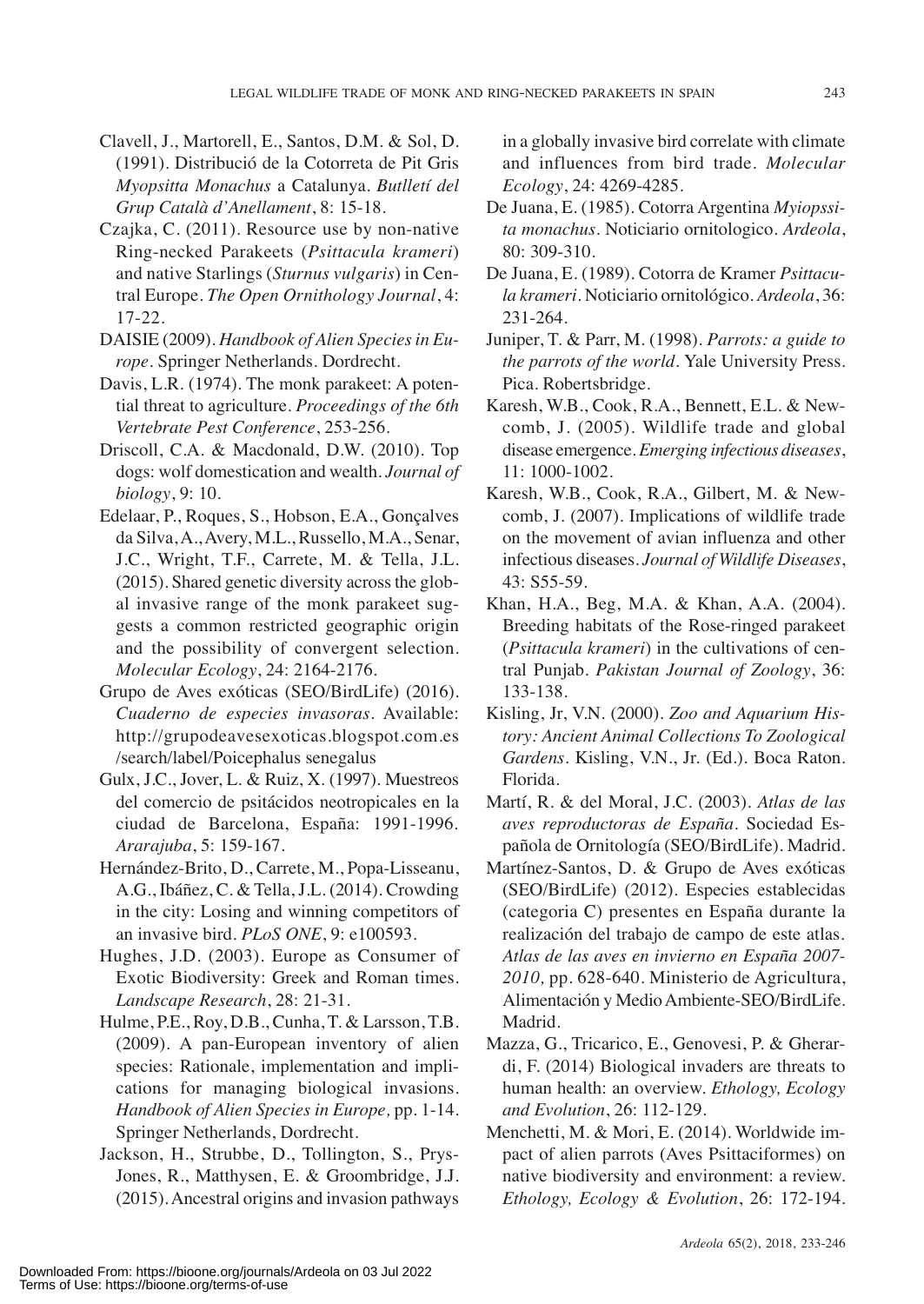Clavell, J., Martorell, E., Santos, D.M. & Sol, D. (1991). Distribució de la Cotorreta de Pit Gris *Myopsitta Monachus* a Catalunya. *Butlletí del Grup Català d'Anellament*, 8: 15-18.

Czajka, C. (2011). Resource use by non-native Ring-necked Parakeets (*Psittacula krameri*) and native Starlings (*Sturnus vulgaris*) in Central Europe. *The Open Ornithology Journal*, 4: 17-22.

DAISIE (2009). *Handbook of Alien Species in Europe*. Springer Netherlands. Dordrecht.

Davis, L.R. (1974). The monk parakeet: A potential threat to agriculture. *Proceedings of the 6th Vertebrate Pest Conference*, 253-256.

Driscoll, C.A. & Macdonald, D.W. (2010). Top dogs: wolf domestication and wealth. *Journal of biology*, 9: 10.

Edelaar, P., Roques, S., Hobson, E.A., Gonçalves da Silva, A., Avery, M.L., Russello, M.A., Senar, J.C., Wright, T.F., Carrete, M. & Tella, J.L. (2015). Shared genetic diversity across the global invasive range of the monk parakeet suggests a common restricted geographic origin and the possibility of convergent selection. *Molecular Ecology*, 24: 2164-2176.

Grupo de Aves exóticas (SEO/BirdLife) (2016). *Cuaderno de especies invasoras*. Available: http://grupodeavesexoticas.blogspot.com.es/search/label/Poicephalus senegalus

Gulx, J.C., Jover, L. & Ruiz, X. (1997). Muestreos del comercio de psitácidos neotropicales en la ciudad de Barcelona, España: 1991-1996. *Ararajuba*, 5: 159-167.

Hernández-Brito, D., Carrete, M., Popa-Lisseanu, A.G., Ibáñez, C. & Tella, J.L. (2014). Crowding in the city: Losing and winning competitors of an invasive bird. *PLoS ONE*, 9: e100593.

Hughes, J.D. (2003). Europe as Consumer of Exotic Biodiversity: Greek and Roman times. *Landscape Research*, 28: 21-31.

Hulme, P.E., Roy, D.B., Cunha, T. & Larsson, T.B. (2009). A pan-European inventory of alien species: Rationale, implementation and implications for managing biological invasions. *Handbook of Alien Species in Europe,* pp. 1-14. Springer Netherlands, Dordrecht.

Jackson, H., Strubbe, D., Tollington, S., Prys-Jones, R., Matthysen, E. & Groombridge, J.J. (2015). Ancestral origins and invasion pathways in a globally invasive bird correlate with climate and influences from bird trade. *Molecular Ecology*, 24: 4269-4285.

De Juana, E. (1985). Cotorra Argentina *Myiopssita monachus*. Noticiario ornitologico. *Ardeola*, 80: 309-310.

De Juana, E. (1989). Cotorra de Kramer *Psittacula krameri*. Noticiario ornitológico. *Ardeola*, 36: 231-264.

Juniper, T. & Parr, M. (1998). *Parrots: a guide to the parrots of the world*. Yale University Press. Pica. Robertsbridge.

Karesh, W.B., Cook, R.A., Bennett, E.L. & Newcomb, J. (2005). Wildlife trade and global disease emergence. *Emerging infectious diseases*, 11: 1000-1002.

Karesh, W.B., Cook, R.A., Gilbert, M. & Newcomb, J. (2007). Implications of wildlife trade on the movement of avian influenza and other infectious diseases. *Journal of Wildlife Diseases*, 43: S55-59.

Khan, H.A., Beg, M.A. & Khan, A.A. (2004). Breeding habitats of the Rose-ringed parakeet (*Psittacula krameri*) in the cultivations of central Punjab. *Pakistan Journal of Zoology*, 36: 133-138.

Kisling, Jr, V.N. (2000). *Zoo and Aquarium History: Ancient Animal Collections To Zoological Gardens*. Kisling, V.N., Jr. (Ed.). Boca Raton. Florida.

Martí, R. & del Moral, J.C. (2003). *Atlas de las aves reproductoras de España*. Sociedad Española de Ornitología (SEO/BirdLife). Madrid.

Martínez-Santos, D. & Grupo de Aves exóticas (SEO/BirdLife) (2012). Especies establecidas (categoria C) presentes en España durante la realización del trabajo de campo de este atlas. *Atlas de las aves en invierno en España 2007-2010,* pp. 628-640. Ministerio de Agricultura, Alimentación y Medio Ambiente-SEO/BirdLife. Madrid.

Mazza, G., Tricarico, E., Genovesi, P. & Gherardi, F. (2014) Biological invaders are threats to human health: an overview. *Ethology, Ecology and Evolution*, 26: 112-129.

Menchetti, M. & Mori, E. (2014). Worldwide impact of alien parrots (Aves Psittaciformes) on native biodiversity and environment: a review. *Ethology, Ecology & Evolution*, 26: 172-194.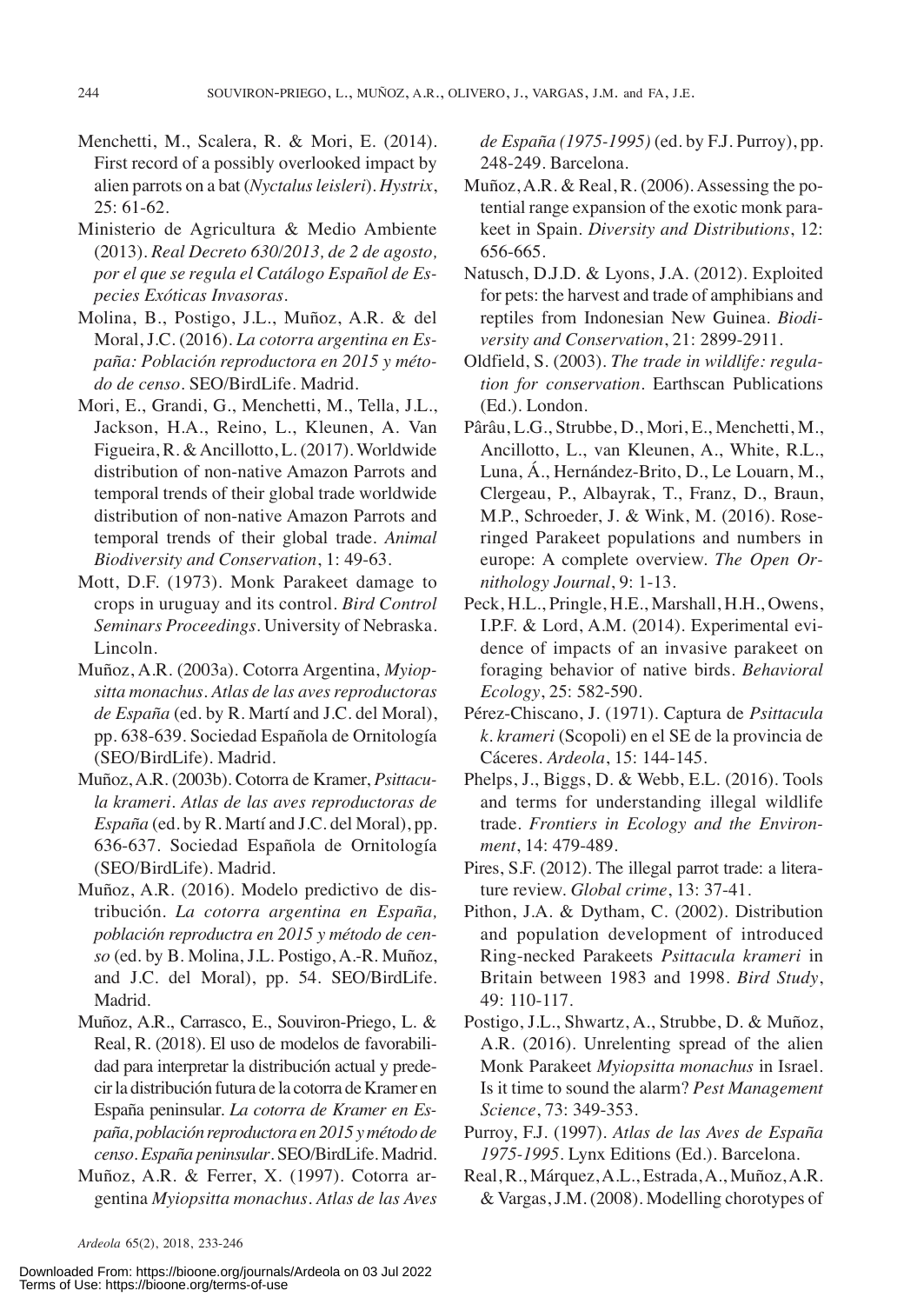Menchetti, M., Scalera, R. & Mori, E. (2014). First record of a possibly overlooked impact by alien parrots on a bat (*Nyctalus leisleri*). *Hystrix*, 25: 61-62.

Ministerio de Agricultura & Medio Ambiente (2013). *Real Decreto 630/2013, de 2 de agosto, por el que se regula el Catálogo Español de Especies Exóticas Invasoras*.

Molina, B., Postigo, J.L., Muñoz, A.R. & del Moral, J.C. (2016). *La cotorra argentina en España: Población reproductora en 2015 y método de censo*. SEO/BirdLife. Madrid.

Mori, E., Grandi, G., Menchetti, M., Tella, J.L., Jackson, H.A., Reino, L., Kleunen, A. Van Figueira, R. & Ancillotto, L. (2017). Worldwide distribution of non-native Amazon Parrots and temporal trends of their global trade worldwide distribution of non-native Amazon Parrots and temporal trends of their global trade. *Animal Biodiversity and Conservation*, 1: 49-63.

Mott, D.F. (1973). Monk Parakeet damage to crops in uruguay and its control. *Bird Control Seminars Proceedings*. University of Nebraska. Lincoln.

Muñoz, A.R. (2003a). Cotorra Argentina, *Myiopsitta monachus*. *Atlas de las aves reproductoras de España* (ed. by R. Martí and J.C. del Moral), pp. 638-639. Sociedad Española de Ornitología (SEO/BirdLife). Madrid.

Muñoz, A.R. (2003b). Cotorra de Kramer, *Psittacula krameri*. *Atlas de las aves reproductoras de España* (ed. by R. Martí and J.C. del Moral), pp. 636-637. Sociedad Española de Ornitología (SEO/BirdLife). Madrid.

Muñoz, A.R. (2016). Modelo predictivo de distribución. *La cotorra argentina en España, población reproductra en 2015 y método de censo* (ed. by B. Molina, J.L. Postigo, A.-R. Muñoz, and J.C. del Moral), pp. 54. SEO/BirdLife. Madrid.

Muñoz, A.R., Carrasco, E., Souviron-Priego, L. & Real, R. (2018). El uso de modelos de favorabilidad para interpretar la distribución actual y predecir la distribución futura de la cotorra de Kramer en España peninsular. *La cotorra de Kramer en España, población reproductora en 2015 y método de censo. España peninsular*. SEO/BirdLife. Madrid.

Muñoz, A.R. & Ferrer, X. (1997). Cotorra argentina *Myiopsitta monachus*. *Atlas de las Aves de España (1975-1995)* (ed. by F.J. Purroy), pp. 248-249. Barcelona.

Muñoz, A.R. & Real, R. (2006). Assessing the potential range expansion of the exotic monk parakeet in Spain. *Diversity and Distributions*, 12: 656-665.

Natusch, D.J.D. & Lyons, J.A. (2012). Exploited for pets: the harvest and trade of amphibians and reptiles from Indonesian New Guinea. *Biodiversity and Conservation*, 21: 2899-2911.

Oldfield, S. (2003). *The trade in wildlife: regulation for conservation*. Earthscan Publications (Ed.). London.

Pârâu, L.G., Strubbe, D., Mori, E., Menchetti, M., Ancillotto, L., van Kleunen, A., White, R.L., Luna, Á., Hernández-Brito, D., Le Louarn, M., Clergeau, P., Albayrak, T., Franz, D., Braun, M.P., Schroeder, J. & Wink, M. (2016). Rose-ringed Parakeet populations and numbers in europe: A complete overview. *The Open Ornithology Journal*, 9: 1-13.

Peck, H.L., Pringle, H.E., Marshall, H.H., Owens, I.P.F. & Lord, A.M. (2014). Experimental evidence of impacts of an invasive parakeet on foraging behavior of native birds. *Behavioral Ecology*, 25: 582-590.

Pérez-Chiscano, J. (1971). Captura de *Psittacula k. krameri* (Scopoli) en el SE de la provincia de Cáceres. *Ardeola*, 15: 144-145.

Phelps, J., Biggs, D. & Webb, E.L. (2016). Tools and terms for understanding illegal wildlife trade. *Frontiers in Ecology and the Environment*, 14: 479-489.

Pires, S.F. (2012). The illegal parrot trade: a literature review. *Global crime*, 13: 37-41.

Pithon, J.A. & Dytham, C. (2002). Distribution and population development of introduced Ring-necked Parakeets *Psittacula krameri* in Britain between 1983 and 1998. *Bird Study*, 49: 110-117.

Postigo, J.L., Shwartz, A., Strubbe, D. & Muñoz, A.R. (2016). Unrelenting spread of the alien Monk Parakeet *Myiopsitta monachus* in Israel. Is it time to sound the alarm? *Pest Management Science*, 73: 349-353.

Purroy, F.J. (1997). *Atlas de las Aves de España 1975-1995*. Lynx Editions (Ed.). Barcelona.

Real, R., Márquez, A.L., Estrada, A., Muñoz, A.R. & Vargas, J.M. (2008). Modelling chorotypes of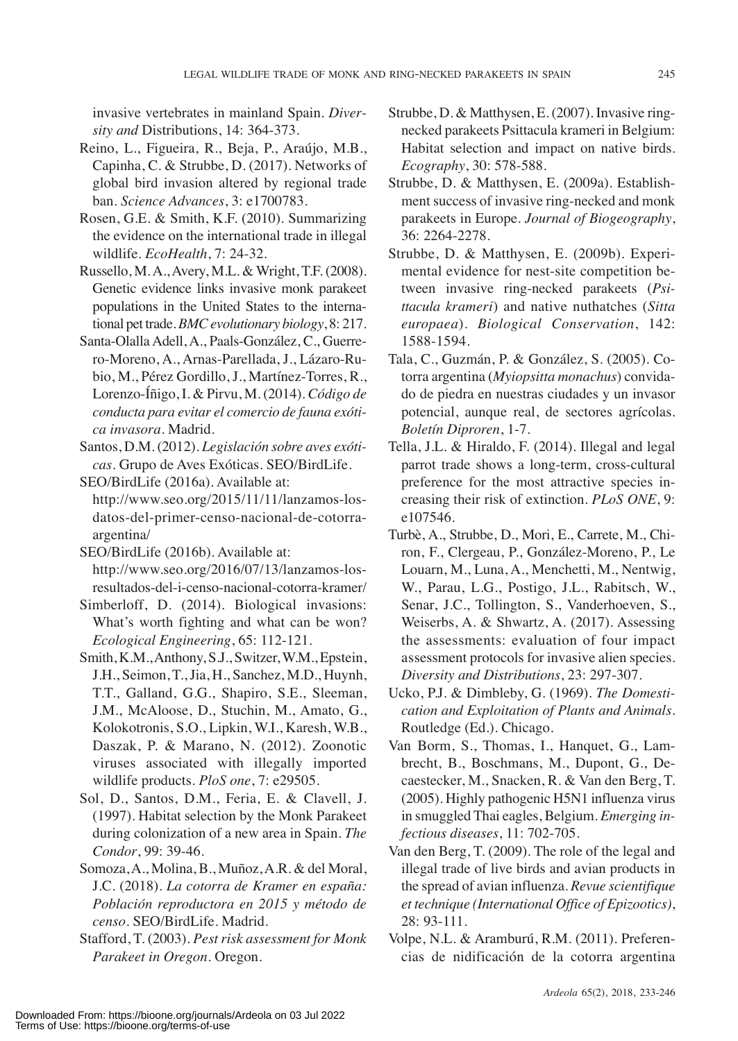invasive vertebrates in mainland Spain. *Diversity and* Distributions, 14: 364-373.

Reino, L., Figueira, R., Beja, P., Araújo, M.B., Capinha, C. & Strubbe, D. (2017). Networks of global bird invasion altered by regional trade ban. *Science Advances*, 3: e1700783.

Rosen, G.E. & Smith, K.F. (2010). Summarizing the evidence on the international trade in illegal wildlife. *EcoHealth*, 7: 24-32.

Russello, M.A., Avery, M.L. & Wright, T.F. (2008). Genetic evidence links invasive monk parakeet populations in the United States to the international pet trade. *BMC evolutionary biology*, 8: 217.

Santa-Olalla Adell, A., Paals-González, C., Guerrero-Moreno, A., Arnas-Parellada, J., Lázaro-Rubio, M., Pérez Gordillo, J., Martínez-Torres, R., Lorenzo-Íñigo, I. & Pirvu, M. (2014). *Código de conducta para evitar el comercio de fauna exótica invasora*. Madrid.

Santos, D.M. (2012). *Legislación sobre aves exóticas*. Grupo de Aves Exóticas. SEO/BirdLife.

SEO/BirdLife (2016a). Available at: http://www.seo.org/2015/11/11/lanzamos-los-datos-del-primer-censo-nacional-de-cotorra-argentina/

SEO/BirdLife (2016b). Available at: http://www.seo.org/2016/07/13/lanzamos-los-resultados-del-i-censo-nacional-cotorra-kramer/

Simberloff, D. (2014). Biological invasions: What's worth fighting and what can be won? *Ecological Engineering*, 65: 112-121.

Smith, K.M., Anthony, S.J., Switzer, W.M., Epstein, J.H., Seimon, T., Jia, H., Sanchez, M.D., Huynh, T.T., Galland, G.G., Shapiro, S.E., Sleeman, J.M., McAloose, D., Stuchin, M., Amato, G., Kolokotronis, S.O., Lipkin, W.I., Karesh, W.B., Daszak, P. & Marano, N. (2012). Zoonotic viruses associated with illegally imported wildlife products. *PloS one*, 7: e29505.

Sol, D., Santos, D.M., Feria, E. & Clavell, J. (1997). Habitat selection by the Monk Parakeet during colonization of a new area in Spain. *The Condor*, 99: 39-46.

Somoza, A., Molina, B., Muñoz, A.R. & del Moral, J.C. (2018). *La cotorra de Kramer en españa: Población reproductora en 2015 y método de censo*. SEO/BirdLife. Madrid.

Stafford, T. (2003). *Pest risk assessment for Monk Parakeet in Oregon*. Oregon.

Strubbe, D. & Matthysen, E. (2007). Invasive ring-necked parakeets Psittacula krameri in Belgium: Habitat selection and impact on native birds. *Ecography*, 30: 578-588.

Strubbe, D. & Matthysen, E. (2009a). Establishment success of invasive ring-necked and monk parakeets in Europe. *Journal of Biogeography*, 36: 2264-2278.

Strubbe, D. & Matthysen, E. (2009b). Experimental evidence for nest-site competition between invasive ring-necked parakeets (*Psittacula krameri*) and native nuthatches (*Sitta europaea*). *Biological Conservation*, 142: 1588-1594.

Tala, C., Guzmán, P. & González, S. (2005). Cotorra argentina (*Myiopsitta monachus*) convidado de piedra en nuestras ciudades y un invasor potencial, aunque real, de sectores agrícolas. *Boletín Diproren*, 1-7.

Tella, J.L. & Hiraldo, F. (2014). Illegal and legal parrot trade shows a long-term, cross-cultural preference for the most attractive species increasing their risk of extinction. *PLoS ONE*, 9: e107546.

Turbè, A., Strubbe, D., Mori, E., Carrete, M., Chiron, F., Clergeau, P., González-Moreno, P., Le Louarn, M., Luna, A., Menchetti, M., Nentwig, W., Parau, L.G., Postigo, J.L., Rabitsch, W., Senar, J.C., Tollington, S., Vanderhoeven, S., Weiserbs, A. & Shwartz, A. (2017). Assessing the assessments: evaluation of four impact assessment protocols for invasive alien species. *Diversity and Distributions*, 23: 297-307.

Ucko, P.J. & Dimbleby, G. (1969). *The Domestication and Exploitation of Plants and Animals*. Routledge (Ed.). Chicago.

Van Borm, S., Thomas, I., Hanquet, G., Lambrecht, B., Boschmans, M., Dupont, G., Decaestecker, M., Snacken, R. & Van den Berg, T. (2005). Highly pathogenic H5N1 influenza virus in smuggled Thai eagles, Belgium. *Emerging infectious diseases*, 11: 702-705.

Van den Berg, T. (2009). The role of the legal and illegal trade of live birds and avian products in the spread of avian influenza. *Revue scientifique et technique (International Office of Epizootics)*, 28: 93-111.

Volpe, N.L. & Aramburú, R.M. (2011). Preferencias de nidificación de la cotorra argentina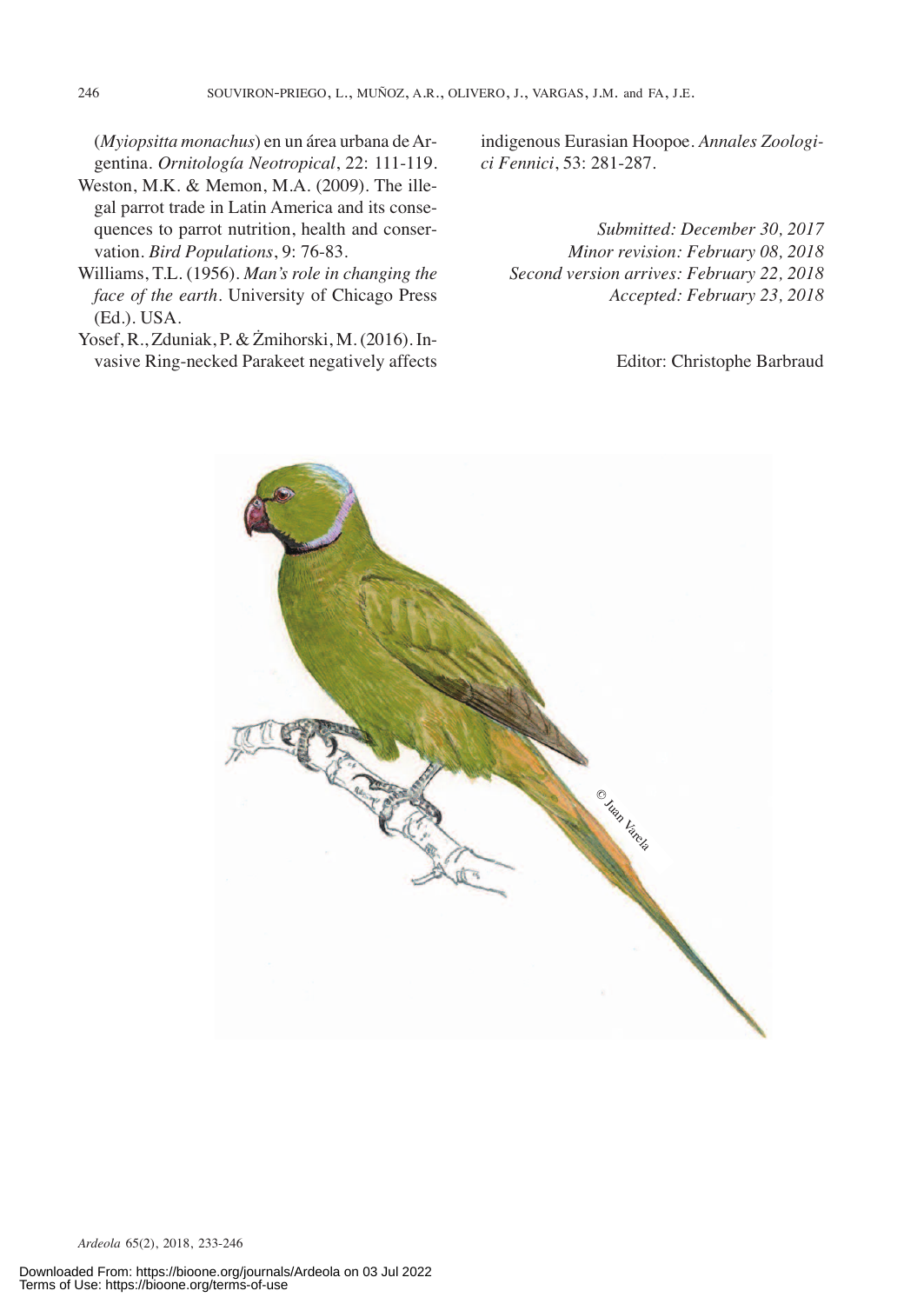(*Myiopsitta monachus*) en un área urbana de Argentina. *Ornitología Neotropical*, 22: 111-119.

Weston, M.K. & Memon, M.A. (2009). The illegal parrot trade in Latin America and its consequences to parrot nutrition, health and conservation. *Bird Populations*, 9: 76-83.

Williams, T.L. (1956). *Man's role in changing the face of the earth*. University of Chicago Press (Ed.). USA.

Yosef, R., Zduniak, P. & Żmihorski, M. (2016). Invasive Ring-necked Parakeet negatively affects indigenous Eurasian Hoopoe. *Annales Zoologici Fennici*, 53: 281-287.

*Submitted: December 30, 2017*
*Minor revision: February 08, 2018*
*Second version arrives: February 22, 2018*
*Accepted: February 23, 2018*

Editor: Christophe Barbraud

© Juan Varela

Downloaded From: https://bioone.org/journals/Ardeola on 03 Jul 2022
Terms of Use: https://bioone.org/terms-of-use